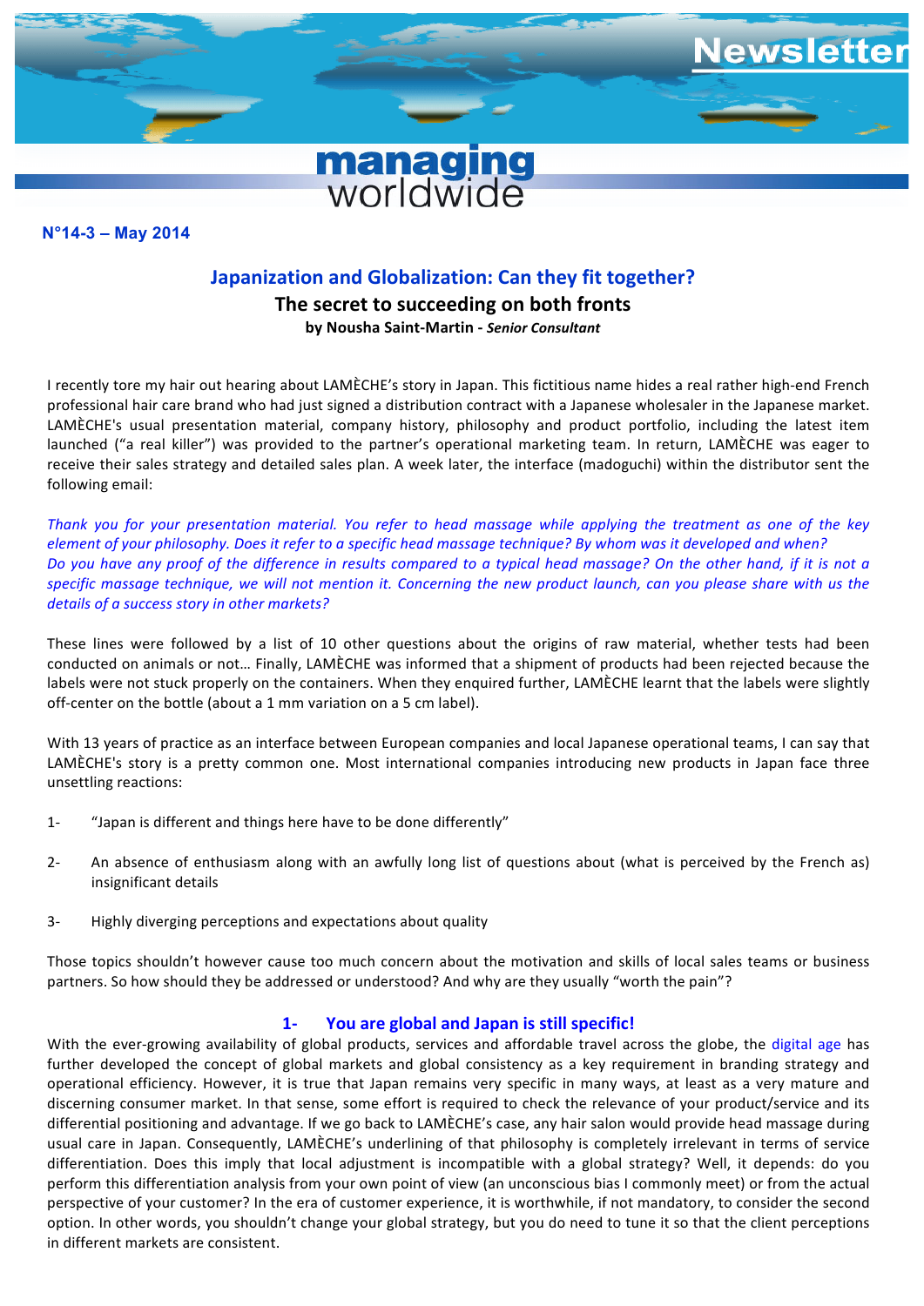Newsletter

managing worldwide

**N°14-3 – May 2014**

## Japanization and Globalization: Can they fit together?

### The secret to succeeding on both fronts

**by Nousha Saint-Martin -** ***Senior Consultant***

I recently tore my hair out hearing about LAMÈCHE's story in Japan. This fictitious name hides a real rather high-end French professional hair care brand who had just signed a distribution contract with a Japanese wholesaler in the Japanese market. LAMÈCHE's usual presentation material, company history, philosophy and product portfolio, including the latest item launched ("a real killer") was provided to the partner's operational marketing team. In return, LAMÈCHE was eager to receive their sales strategy and detailed sales plan. A week later, the interface (madoguchi) within the distributor sent the following email:

*Thank you for your presentation material. You refer to head massage while applying the treatment as one of the key element of your philosophy. Does it refer to a specific head massage technique? By whom was it developed and when? Do you have any proof of the difference in results compared to a typical head massage? On the other hand, if it is not a specific massage technique, we will not mention it. Concerning the new product launch, can you please share with us the details of a success story in other markets?*

These lines were followed by a list of 10 other questions about the origins of raw material, whether tests had been conducted on animals or not… Finally, LAMÈCHE was informed that a shipment of products had been rejected because the labels were not stuck properly on the containers. When they enquired further, LAMÈCHE learnt that the labels were slightly off-center on the bottle (about a 1 mm variation on a 5 cm label).

With 13 years of practice as an interface between European companies and local Japanese operational teams, I can say that LAMÈCHE's story is a pretty common one. Most international companies introducing new products in Japan face three unsettling reactions:

1- "Japan is different and things here have to be done differently"

2- An absence of enthusiasm along with an awfully long list of questions about (what is perceived by the French as) insignificant details

3- Highly diverging perceptions and expectations about quality

Those topics shouldn't however cause too much concern about the motivation and skills of local sales teams or business partners. So how should they be addressed or understood? And why are they usually "worth the pain"?

### 1- You are global and Japan is still specific!

With the ever-growing availability of global products, services and affordable travel across the globe, the digital age has further developed the concept of global markets and global consistency as a key requirement in branding strategy and operational efficiency. However, it is true that Japan remains very specific in many ways, at least as a very mature and discerning consumer market. In that sense, some effort is required to check the relevance of your product/service and its differential positioning and advantage. If we go back to LAMÈCHE's case, any hair salon would provide head massage during usual care in Japan. Consequently, LAMÈCHE's underlining of that philosophy is completely irrelevant in terms of service differentiation. Does this imply that local adjustment is incompatible with a global strategy? Well, it depends: do you perform this differentiation analysis from your own point of view (an unconscious bias I commonly meet) or from the actual perspective of your customer? In the era of customer experience, it is worthwhile, if not mandatory, to consider the second option. In other words, you shouldn't change your global strategy, but you do need to tune it so that the client perceptions in different markets are consistent.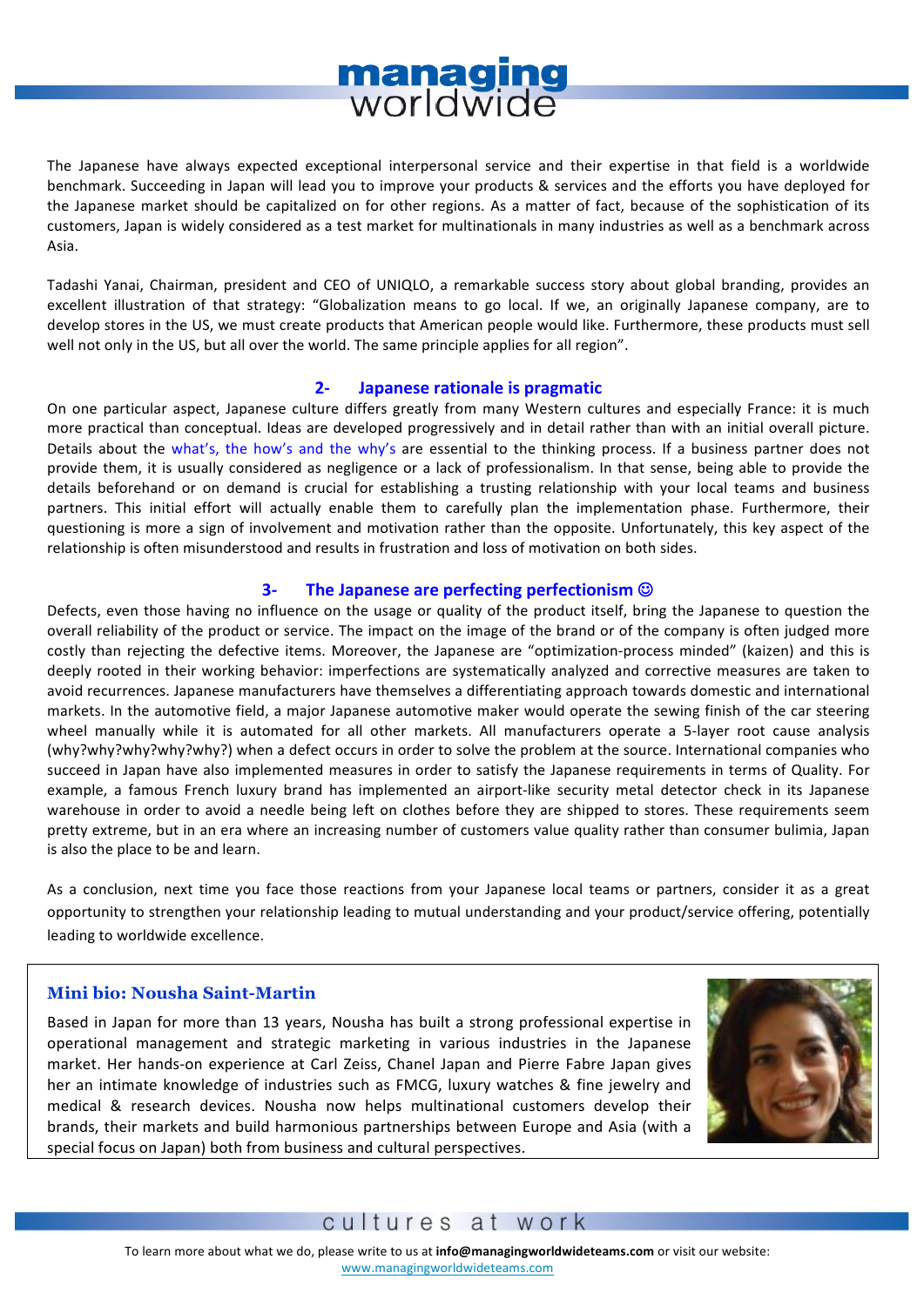The Japanese have always expected exceptional interpersonal service and their expertise in that field is a worldwide benchmark. Succeeding in Japan will lead you to improve your products & services and the efforts you have deployed for the Japanese market should be capitalized on for other regions. As a matter of fact, because of the sophistication of its customers, Japan is widely considered as a test market for multinationals in many industries as well as a benchmark across Asia.

Tadashi Yanai, Chairman, president and CEO of UNIQLO, a remarkable success story about global branding, provides an excellent illustration of that strategy: "Globalization means to go local. If we, an originally Japanese company, are to develop stores in the US, we must create products that American people would like. Furthermore, these products must sell well not only in the US, but all over the world. The same principle applies for all region".

## 2- Japanese rationale is pragmatic

On one particular aspect, Japanese culture differs greatly from many Western cultures and especially France: it is much more practical than conceptual. Ideas are developed progressively and in detail rather than with an initial overall picture. Details about the what's, the how's and the why's are essential to the thinking process. If a business partner does not provide them, it is usually considered as negligence or a lack of professionalism. In that sense, being able to provide the details beforehand or on demand is crucial for establishing a trusting relationship with your local teams and business partners. This initial effort will actually enable them to carefully plan the implementation phase. Furthermore, their questioning is more a sign of involvement and motivation rather than the opposite. Unfortunately, this key aspect of the relationship is often misunderstood and results in frustration and loss of motivation on both sides.

## 3- The Japanese are perfecting perfectionism ☺

Defects, even those having no influence on the usage or quality of the product itself, bring the Japanese to question the overall reliability of the product or service. The impact on the image of the brand or of the company is often judged more costly than rejecting the defective items. Moreover, the Japanese are "optimization-process minded" (kaizen) and this is deeply rooted in their working behavior: imperfections are systematically analyzed and corrective measures are taken to avoid recurrences. Japanese manufacturers have themselves a differentiating approach towards domestic and international markets. In the automotive field, a major Japanese automotive maker would operate the sewing finish of the car steering wheel manually while it is automated for all other markets. All manufacturers operate a 5-layer root cause analysis (why?why?why?why?why?) when a defect occurs in order to solve the problem at the source. International companies who succeed in Japan have also implemented measures in order to satisfy the Japanese requirements in terms of Quality. For example, a famous French luxury brand has implemented an airport-like security metal detector check in its Japanese warehouse in order to avoid a needle being left on clothes before they are shipped to stores. These requirements seem pretty extreme, but in an era where an increasing number of customers value quality rather than consumer bulimia, Japan is also the place to be and learn.

As a conclusion, next time you face those reactions from your Japanese local teams or partners, consider it as a great opportunity to strengthen your relationship leading to mutual understanding and your product/service offering, potentially leading to worldwide excellence.

### Mini bio: Nousha Saint-Martin

Based in Japan for more than 13 years, Nousha has built a strong professional expertise in operational management and strategic marketing in various industries in the Japanese market. Her hands-on experience at Carl Zeiss, Chanel Japan and Pierre Fabre Japan gives her an intimate knowledge of industries such as FMCG, luxury watches & fine jewelry and medical & research devices. Nousha now helps multinational customers develop their brands, their markets and build harmonious partnerships between Europe and Asia (with a special focus on Japan) both from business and cultural perspectives.

cultures at work

To learn more about what we do, please write to us at **info@managingworldwideteams.com** or visit our website: www.managingworldwideteams.com